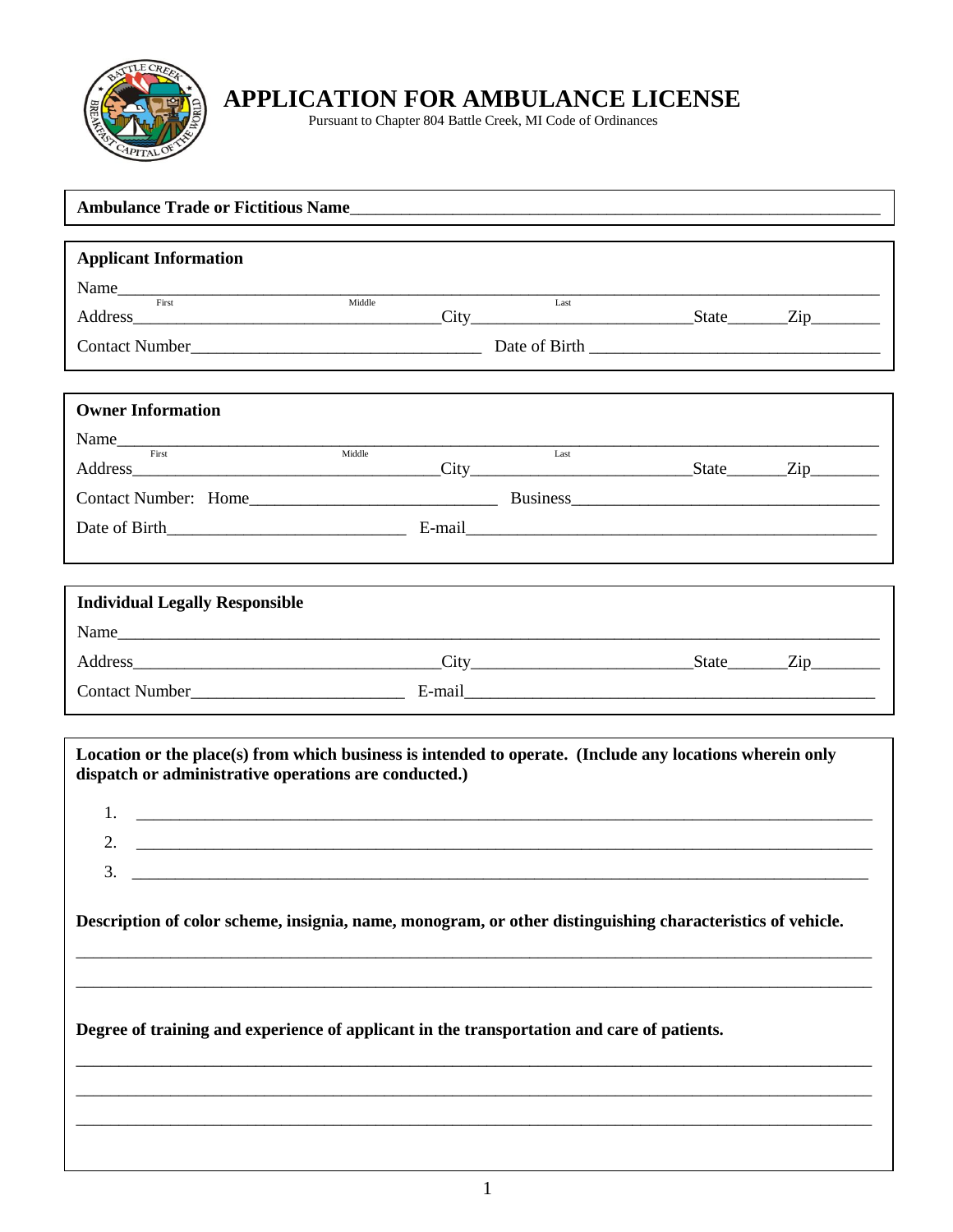# APPLICATION FOR AMBULANCE LICENSE

Pursuant to Chapter 804 Battle Creek, MI Code of Ordinances

**Ambulance Trade or Fictitious Name**\_\_\_\_\_\_\_\_\_\_\_\_\_\_\_\_\_\_\_\_\_\_\_\_\_\_\_\_\_\_\_\_\_\_\_\_\_\_\_\_

**Applicant Information**

Name\_\_\_\_\_\_\_\_\_\_\_\_\_\_\_\_\_\_\_\_\_\_\_\_\_\_\_\_\_\_\_\_\_\_\_\_\_\_\_\_\_\_\_\_\_\_\_\_\_\_\_\_\_\_\_\_\_\_

First Middle Last

Address\_\_\_\_\_\_\_\_\_\_\_\_\_\_\_\_\_\_\_\_\_\_City\_\_\_\_\_\_\_\_\_\_\_\_\_\_\_\_State\_\_\_\_\_\_Zip\_\_\_\_\_\_\_\_

Contact Number\_\_\_\_\_\_\_\_\_\_\_\_\_\_\_\_\_\_\_\_\_\_ Date of Birth \_\_\_\_\_\_\_\_\_\_\_\_\_\_\_\_\_\_\_\_\_\_

**Owner Information**

Name\_\_\_\_\_\_\_\_\_\_\_\_\_\_\_\_\_\_\_\_\_\_\_\_\_\_\_\_\_\_\_\_\_\_\_\_\_\_\_\_\_\_\_\_\_\_\_\_\_\_\_\_\_\_\_\_\_\_

First Middle Last

Address\_\_\_\_\_\_\_\_\_\_\_\_\_\_\_\_\_\_\_\_\_\_City\_\_\_\_\_\_\_\_\_\_\_\_\_\_\_\_State\_\_\_\_\_\_Zip\_\_\_\_\_\_\_\_

Contact Number: Home\_\_\_\_\_\_\_\_\_\_\_\_\_\_\_\_\_\_\_\_ Business\_\_\_\_\_\_\_\_\_\_\_\_\_\_\_\_\_\_\_\_\_\_

Date of Birth\_\_\_\_\_\_\_\_\_\_\_\_\_\_\_\_\_\_ E-mail\_\_\_\_\_\_\_\_\_\_\_\_\_\_\_\_\_\_\_\_\_\_\_\_\_\_\_\_\_\_\_\_

**Individual Legally Responsible**

Name\_\_\_\_\_\_\_\_\_\_\_\_\_\_\_\_\_\_\_\_\_\_\_\_\_\_\_\_\_\_\_\_\_\_\_\_\_\_\_\_\_\_\_\_\_\_\_\_\_\_\_\_\_\_\_\_\_\_

Address\_\_\_\_\_\_\_\_\_\_\_\_\_\_\_\_\_\_\_\_\_\_City\_\_\_\_\_\_\_\_\_\_\_\_\_\_\_\_State\_\_\_\_\_\_Zip\_\_\_\_\_\_\_\_

Contact Number\_\_\_\_\_\_\_\_\_\_\_\_\_\_\_\_\_ E-mail\_\_\_\_\_\_\_\_\_\_\_\_\_\_\_\_\_\_\_\_\_\_\_\_\_\_\_\_\_\_\_\_

**Location or the place(s) from which business is intended to operate. (Include any locations wherein only dispatch or administrative operations are conducted.)**

1. \_\_\_\_\_\_\_\_\_\_\_\_\_\_\_\_\_\_\_\_\_\_\_\_\_\_\_\_\_\_\_\_\_\_\_\_\_\_\_\_\_\_\_\_\_\_\_\_\_\_\_\_\_\_\_\_\_\_
2. \_\_\_\_\_\_\_\_\_\_\_\_\_\_\_\_\_\_\_\_\_\_\_\_\_\_\_\_\_\_\_\_\_\_\_\_\_\_\_\_\_\_\_\_\_\_\_\_\_\_\_\_\_\_\_\_\_\_
3. \_\_\_\_\_\_\_\_\_\_\_\_\_\_\_\_\_\_\_\_\_\_\_\_\_\_\_\_\_\_\_\_\_\_\_\_\_\_\_\_\_\_\_\_\_\_\_\_\_\_\_\_\_\_\_\_\_\_

**Description of color scheme, insignia, name, monogram, or other distinguishing characteristics of vehicle.**

\_\_\_\_\_\_\_\_\_\_\_\_\_\_\_\_\_\_\_\_\_\_\_\_\_\_\_\_\_\_\_\_\_\_\_\_\_\_\_\_\_\_\_\_\_\_\_\_\_\_\_\_\_\_\_\_\_\_\_\_\_\_

\_\_\_\_\_\_\_\_\_\_\_\_\_\_\_\_\_\_\_\_\_\_\_\_\_\_\_\_\_\_\_\_\_\_\_\_\_\_\_\_\_\_\_\_\_\_\_\_\_\_\_\_\_\_\_\_\_\_\_\_\_\_

**Degree of training and experience of applicant in the transportation and care of patients.**

\_\_\_\_\_\_\_\_\_\_\_\_\_\_\_\_\_\_\_\_\_\_\_\_\_\_\_\_\_\_\_\_\_\_\_\_\_\_\_\_\_\_\_\_\_\_\_\_\_\_\_\_\_\_\_\_\_\_\_\_\_\_

\_\_\_\_\_\_\_\_\_\_\_\_\_\_\_\_\_\_\_\_\_\_\_\_\_\_\_\_\_\_\_\_\_\_\_\_\_\_\_\_\_\_\_\_\_\_\_\_\_\_\_\_\_\_\_\_\_\_\_\_\_\_

\_\_\_\_\_\_\_\_\_\_\_\_\_\_\_\_\_\_\_\_\_\_\_\_\_\_\_\_\_\_\_\_\_\_\_\_\_\_\_\_\_\_\_\_\_\_\_\_\_\_\_\_\_\_\_\_\_\_\_\_\_\_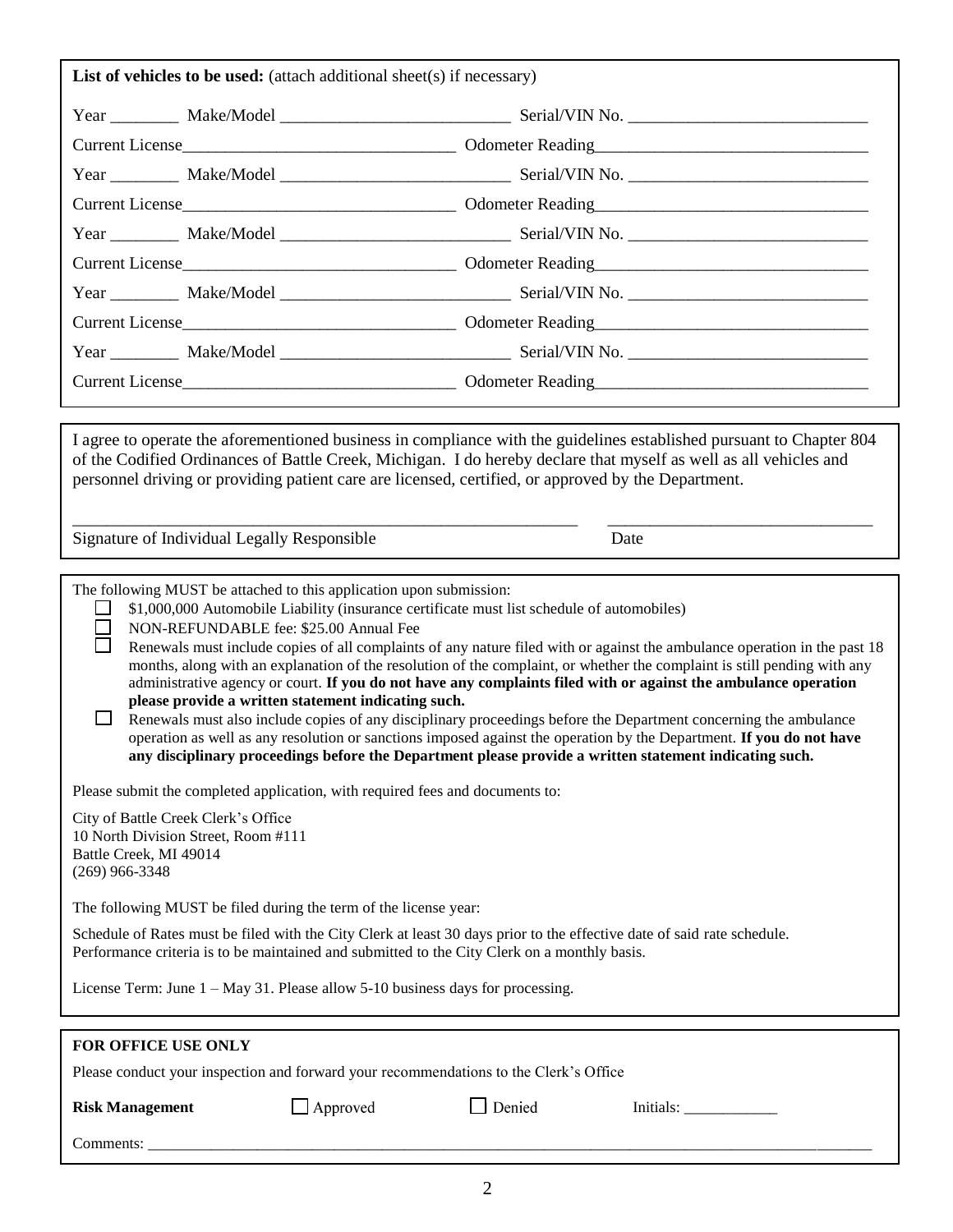**List of vehicles to be used:** (attach additional sheet(s) if necessary)

Year ________ Make/Model ___________________________ Serial/VIN No. ____________________________

Current License________________________________ Odometer Reading_______________________________

Year ________ Make/Model ___________________________ Serial/VIN No. ____________________________

Current License________________________________ Odometer Reading_______________________________

Year ________ Make/Model ___________________________ Serial/VIN No. ____________________________

Current License________________________________ Odometer Reading_______________________________

Year ________ Make/Model ___________________________ Serial/VIN No. ____________________________

Current License________________________________ Odometer Reading_______________________________

Year ________ Make/Model ___________________________ Serial/VIN No. ____________________________

Current License________________________________ Odometer Reading_______________________________

I agree to operate the aforementioned business in compliance with the guidelines established pursuant to Chapter 804 of the Codified Ordinances of Battle Creek, Michigan. I do hereby declare that myself as well as all vehicles and personnel driving or providing patient care are licensed, certified, or approved by the Department.

_______________________________________________________________ _______________________________

Signature of Individual Legally Responsible Date

The following MUST be attached to this application upon submission:

- ☐ $1,000,000 Automobile Liability (insurance certificate must list schedule of automobiles)
- ☐ NON-REFUNDABLE fee: $25.00 Annual Fee
- ☐ Renewals must include copies of all complaints of any nature filed with or against the ambulance operation in the past 18 months, along with an explanation of the resolution of the complaint, or whether the complaint is still pending with any administrative agency or court. **If you do not have any complaints filed with or against the ambulance operation please provide a written statement indicating such.**
- ☐ Renewals must also include copies of any disciplinary proceedings before the Department concerning the ambulance operation as well as any resolution or sanctions imposed against the operation by the Department. **If you do not have any disciplinary proceedings before the Department please provide a written statement indicating such.**

Please submit the completed application, with required fees and documents to:

City of Battle Creek Clerk's Office
10 North Division Street, Room #111
Battle Creek, MI 49014
(269) 966-3348

The following MUST be filed during the term of the license year:

Schedule of Rates must be filed with the City Clerk at least 30 days prior to the effective date of said rate schedule.
Performance criteria is to be maintained and submitted to the City Clerk on a monthly basis.

License Term: June 1 – May 31. Please allow 5-10 business days for processing.

**FOR OFFICE USE ONLY**

Please conduct your inspection and forward your recommendations to the Clerk's Office

**Risk Management** ☐ Approved ☐ Denied Initials: ____________

Comments: ______________________________________________________________________________________________